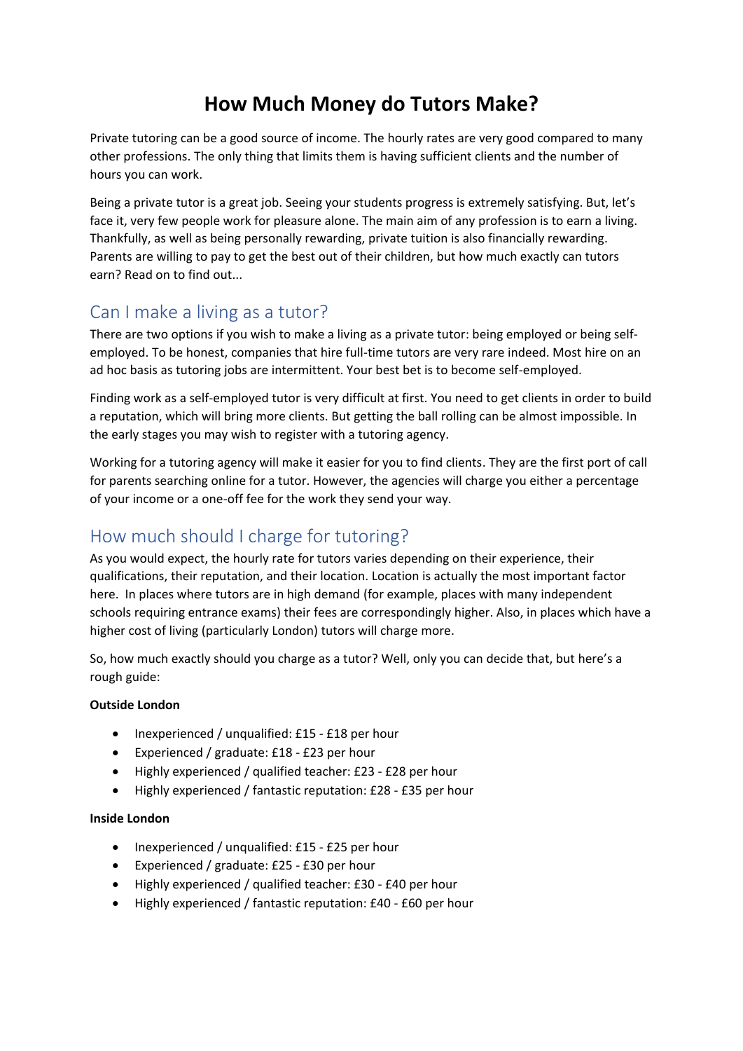# How Much Money do Tutors Make?

Private tutoring can be a good source of income. The hourly rates are very good compared to many other professions. The only thing that limits them is having sufficient clients and the number of hours you can work.

Being a private tutor is a great job. Seeing your students progress is extremely satisfying. But, let's face it, very few people work for pleasure alone. The main aim of any profession is to earn a living. Thankfully, as well as being personally rewarding, private tuition is also financially rewarding. Parents are willing to pay to get the best out of their children, but how much exactly can tutors earn? Read on to find out...

## Can I make a living as a tutor?

There are two options if you wish to make a living as a private tutor: being employed or being self-employed. To be honest, companies that hire full-time tutors are very rare indeed. Most hire on an ad hoc basis as tutoring jobs are intermittent. Your best bet is to become self-employed.

Finding work as a self-employed tutor is very difficult at first. You need to get clients in order to build a reputation, which will bring more clients. But getting the ball rolling can be almost impossible. In the early stages you may wish to register with a tutoring agency.

Working for a tutoring agency will make it easier for you to find clients. They are the first port of call for parents searching online for a tutor. However, the agencies will charge you either a percentage of your income or a one-off fee for the work they send your way.

## How much should I charge for tutoring?

As you would expect, the hourly rate for tutors varies depending on their experience, their qualifications, their reputation, and their location. Location is actually the most important factor here. In places where tutors are in high demand (for example, places with many independent schools requiring entrance exams) their fees are correspondingly higher. Also, in places which have a higher cost of living (particularly London) tutors will charge more.

So, how much exactly should you charge as a tutor? Well, only you can decide that, but here's a rough guide:

**Outside London**

- Inexperienced / unqualified: £15 - £18 per hour
- Experienced / graduate: £18 - £23 per hour
- Highly experienced / qualified teacher: £23 - £28 per hour
- Highly experienced / fantastic reputation: £28 - £35 per hour

**Inside London**

- Inexperienced / unqualified: £15 - £25 per hour
- Experienced / graduate: £25 - £30 per hour
- Highly experienced / qualified teacher: £30 - £40 per hour
- Highly experienced / fantastic reputation: £40 - £60 per hour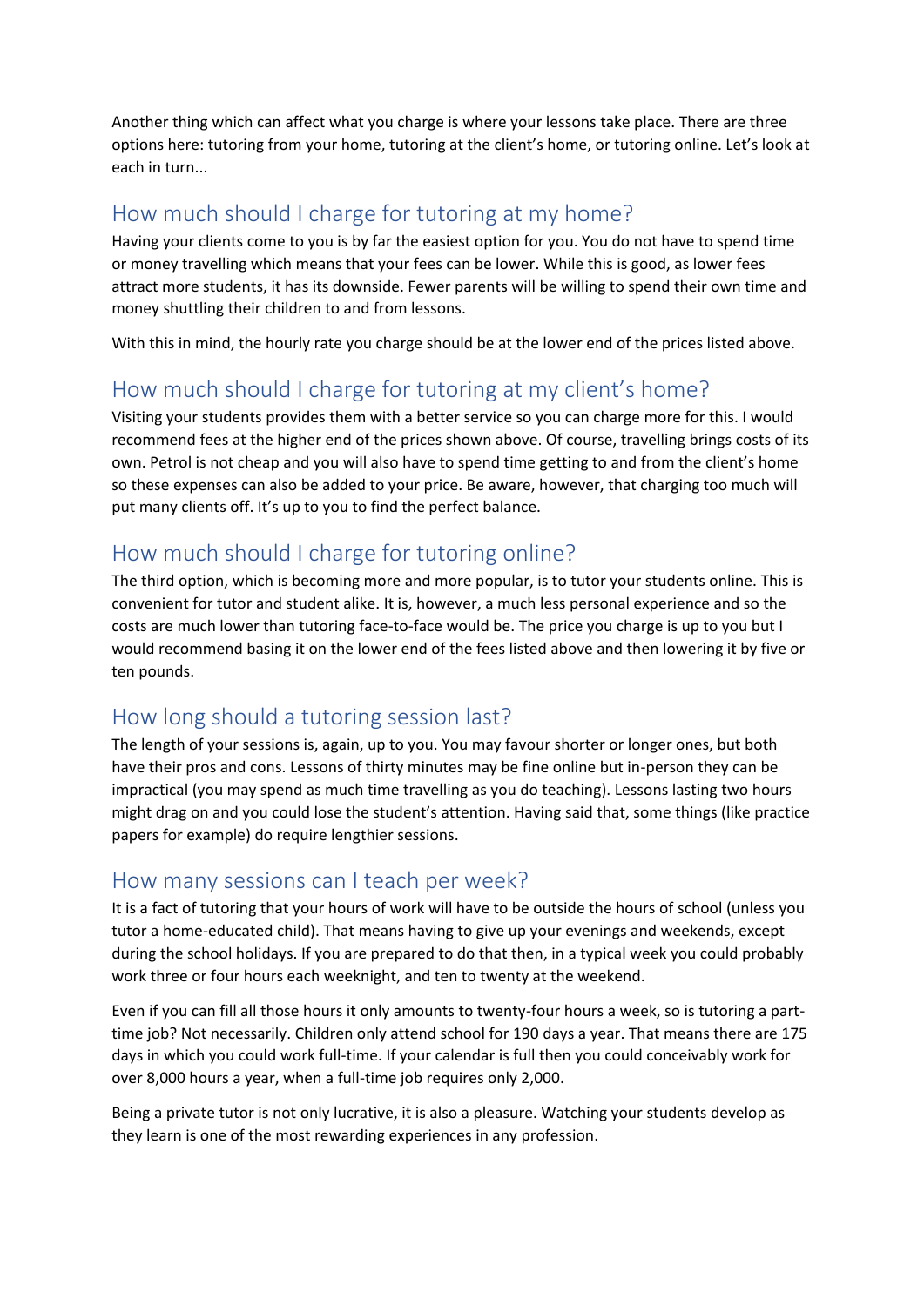Another thing which can affect what you charge is where your lessons take place. There are three options here: tutoring from your home, tutoring at the client's home, or tutoring online. Let's look at each in turn...

## How much should I charge for tutoring at my home?

Having your clients come to you is by far the easiest option for you. You do not have to spend time or money travelling which means that your fees can be lower. While this is good, as lower fees attract more students, it has its downside. Fewer parents will be willing to spend their own time and money shuttling their children to and from lessons.

With this in mind, the hourly rate you charge should be at the lower end of the prices listed above.

## How much should I charge for tutoring at my client's home?

Visiting your students provides them with a better service so you can charge more for this. I would recommend fees at the higher end of the prices shown above. Of course, travelling brings costs of its own. Petrol is not cheap and you will also have to spend time getting to and from the client's home so these expenses can also be added to your price. Be aware, however, that charging too much will put many clients off. It's up to you to find the perfect balance.

## How much should I charge for tutoring online?

The third option, which is becoming more and more popular, is to tutor your students online. This is convenient for tutor and student alike. It is, however, a much less personal experience and so the costs are much lower than tutoring face-to-face would be. The price you charge is up to you but I would recommend basing it on the lower end of the fees listed above and then lowering it by five or ten pounds.

## How long should a tutoring session last?

The length of your sessions is, again, up to you. You may favour shorter or longer ones, but both have their pros and cons. Lessons of thirty minutes may be fine online but in-person they can be impractical (you may spend as much time travelling as you do teaching). Lessons lasting two hours might drag on and you could lose the student's attention. Having said that, some things (like practice papers for example) do require lengthier sessions.

## How many sessions can I teach per week?

It is a fact of tutoring that your hours of work will have to be outside the hours of school (unless you tutor a home-educated child). That means having to give up your evenings and weekends, except during the school holidays. If you are prepared to do that then, in a typical week you could probably work three or four hours each weeknight, and ten to twenty at the weekend.

Even if you can fill all those hours it only amounts to twenty-four hours a week, so is tutoring a part-time job? Not necessarily. Children only attend school for 190 days a year. That means there are 175 days in which you could work full-time. If your calendar is full then you could conceivably work for over 8,000 hours a year, when a full-time job requires only 2,000.

Being a private tutor is not only lucrative, it is also a pleasure. Watching your students develop as they learn is one of the most rewarding experiences in any profession.